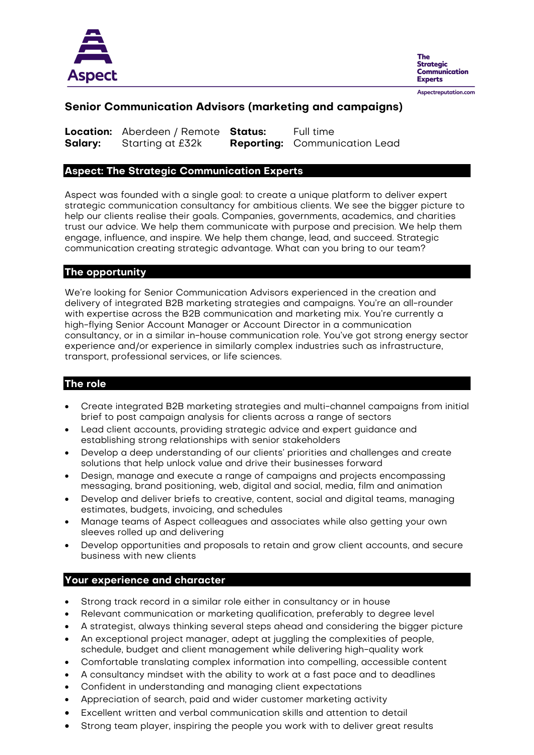Aspect

The Strategic Communication Experts

Aspectreputation.com

# Senior Communication Advisors (marketing and campaigns)

| | | | |
|---|---|---|---|
| **Location:** | Aberdeen / Remote | **Status:** | Full time |
| **Salary:** | Starting at £32k | **Reporting:** | Communication Lead |

## Aspect: The Strategic Communication Experts

Aspect was founded with a single goal: to create a unique platform to deliver expert strategic communication consultancy for ambitious clients. We see the bigger picture to help our clients realise their goals. Companies, governments, academics, and charities trust our advice. We help them communicate with purpose and precision. We help them engage, influence, and inspire. We help them change, lead, and succeed. Strategic communication creating strategic advantage. What can you bring to our team?

## The opportunity

We're looking for Senior Communication Advisors experienced in the creation and delivery of integrated B2B marketing strategies and campaigns. You're an all-rounder with expertise across the B2B communication and marketing mix. You're currently a high-flying Senior Account Manager or Account Director in a communication consultancy, or in a similar in-house communication role. You've got strong energy sector experience and/or experience in similarly complex industries such as infrastructure, transport, professional services, or life sciences.

## The role

- Create integrated B2B marketing strategies and multi-channel campaigns from initial brief to post campaign analysis for clients across a range of sectors
- Lead client accounts, providing strategic advice and expert guidance and establishing strong relationships with senior stakeholders
- Develop a deep understanding of our clients' priorities and challenges and create solutions that help unlock value and drive their businesses forward
- Design, manage and execute a range of campaigns and projects encompassing messaging, brand positioning, web, digital and social, media, film and animation
- Develop and deliver briefs to creative, content, social and digital teams, managing estimates, budgets, invoicing, and schedules
- Manage teams of Aspect colleagues and associates while also getting your own sleeves rolled up and delivering
- Develop opportunities and proposals to retain and grow client accounts, and secure business with new clients

## Your experience and character

- Strong track record in a similar role either in consultancy or in house
- Relevant communication or marketing qualification, preferably to degree level
- A strategist, always thinking several steps ahead and considering the bigger picture
- An exceptional project manager, adept at juggling the complexities of people, schedule, budget and client management while delivering high-quality work
- Comfortable translating complex information into compelling, accessible content
- A consultancy mindset with the ability to work at a fast pace and to deadlines
- Confident in understanding and managing client expectations
- Appreciation of search, paid and wider customer marketing activity
- Excellent written and verbal communication skills and attention to detail
- Strong team player, inspiring the people you work with to deliver great results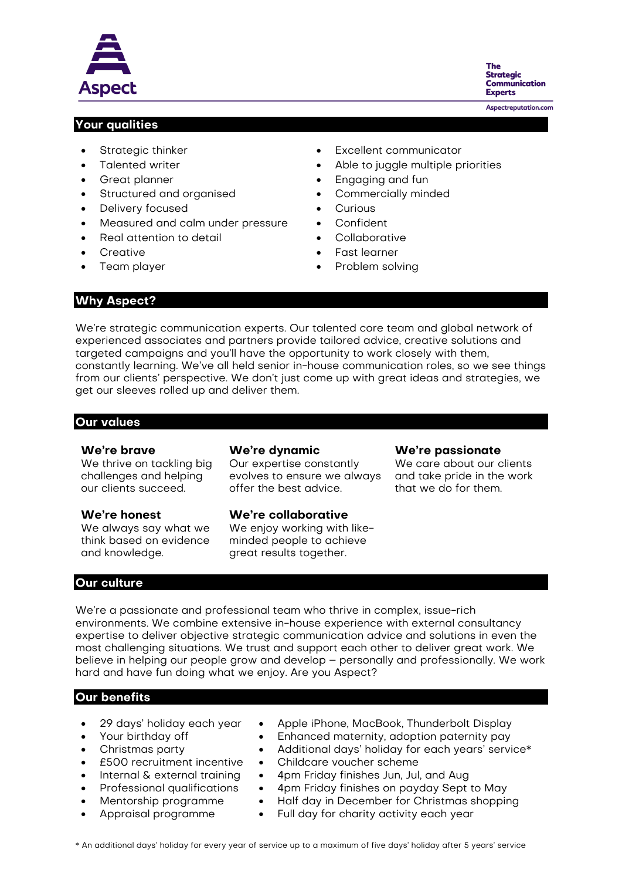## Your qualities

- Strategic thinker
- Talented writer
- Great planner
- Structured and organised
- Delivery focused
- Measured and calm under pressure
- Real attention to detail
- Creative
- Team player
- Excellent communicator
- Able to juggle multiple priorities
- Engaging and fun
- Commercially minded
- Curious
- Confident
- Collaborative
- Fast learner
- Problem solving

## Why Aspect?

We're strategic communication experts. Our talented core team and global network of experienced associates and partners provide tailored advice, creative solutions and targeted campaigns and you'll have the opportunity to work closely with them, constantly learning. We've all held senior in-house communication roles, so we see things from our clients' perspective. We don't just come up with great ideas and strategies, we get our sleeves rolled up and deliver them.

## Our values

**We're brave**
We thrive on tackling big challenges and helping our clients succeed.

**We're dynamic**
Our expertise constantly evolves to ensure we always offer the best advice.

**We're passionate**
We care about our clients and take pride in the work that we do for them.

**We're honest**
We always say what we think based on evidence and knowledge.

**We're collaborative**
We enjoy working with like-minded people to achieve great results together.

## Our culture

We're a passionate and professional team who thrive in complex, issue-rich environments. We combine extensive in-house experience with external consultancy expertise to deliver objective strategic communication advice and solutions in even the most challenging situations. We trust and support each other to deliver great work. We believe in helping our people grow and develop – personally and professionally. We work hard and have fun doing what we enjoy. Are you Aspect?

## Our benefits

- 29 days' holiday each year
- Your birthday off
- Christmas party
- £500 recruitment incentive
- Internal & external training
- Professional qualifications
- Mentorship programme
- Appraisal programme
- Apple iPhone, MacBook, Thunderbolt Display
- Enhanced maternity, adoption paternity pay
- Additional days' holiday for each years' service*
- Childcare voucher scheme
- 4pm Friday finishes Jun, Jul, and Aug
- 4pm Friday finishes on payday Sept to May
- Half day in December for Christmas shopping
- Full day for charity activity each year

* An additional days' holiday for every year of service up to a maximum of five days' holiday after 5 years' service